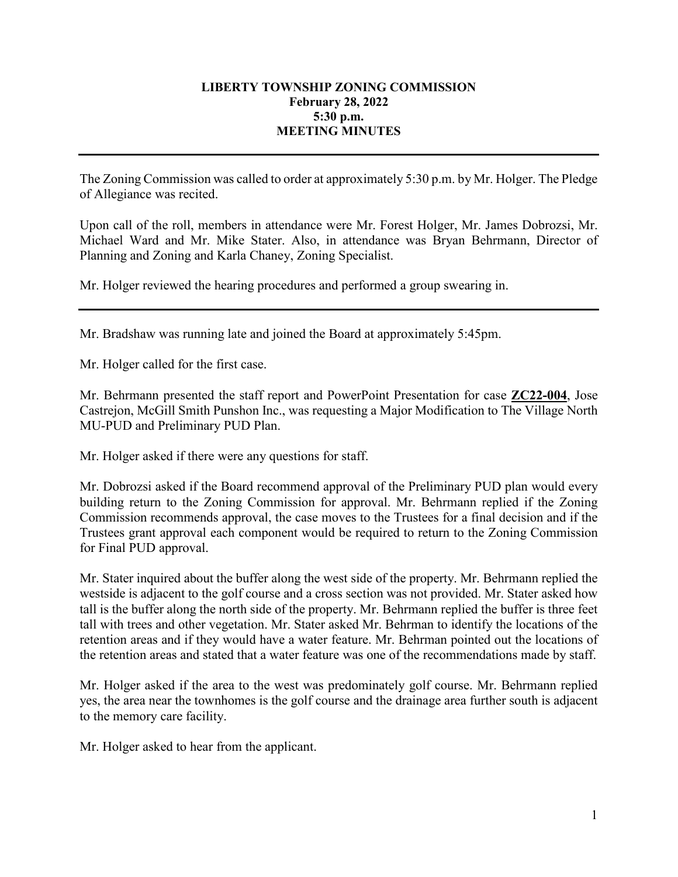**LIBERTY TOWNSHIP ZONING COMMISSION**
**February 28, 2022**
**5:30 p.m.**
**MEETING MINUTES**

---

The Zoning Commission was called to order at approximately 5:30 p.m. by Mr. Holger. The Pledge of Allegiance was recited.

Upon call of the roll, members in attendance were Mr. Forest Holger, Mr. James Dobrozsi, Mr. Michael Ward and Mr. Mike Stater. Also, in attendance was Bryan Behrmann, Director of Planning and Zoning and Karla Chaney, Zoning Specialist.

Mr. Holger reviewed the hearing procedures and performed a group swearing in.

---

Mr. Bradshaw was running late and joined the Board at approximately 5:45pm.

Mr. Holger called for the first case.

Mr. Behrmann presented the staff report and PowerPoint Presentation for case **ZC22-004**, Jose Castrejon, McGill Smith Punshon Inc., was requesting a Major Modification to The Village North MU-PUD and Preliminary PUD Plan.

Mr. Holger asked if there were any questions for staff.

Mr. Dobrozsi asked if the Board recommend approval of the Preliminary PUD plan would every building return to the Zoning Commission for approval. Mr. Behrmann replied if the Zoning Commission recommends approval, the case moves to the Trustees for a final decision and if the Trustees grant approval each component would be required to return to the Zoning Commission for Final PUD approval.

Mr. Stater inquired about the buffer along the west side of the property. Mr. Behrmann replied the westside is adjacent to the golf course and a cross section was not provided. Mr. Stater asked how tall is the buffer along the north side of the property. Mr. Behrmann replied the buffer is three feet tall with trees and other vegetation. Mr. Stater asked Mr. Behrman to identify the locations of the retention areas and if they would have a water feature. Mr. Behrman pointed out the locations of the retention areas and stated that a water feature was one of the recommendations made by staff.

Mr. Holger asked if the area to the west was predominately golf course. Mr. Behrmann replied yes, the area near the townhomes is the golf course and the drainage area further south is adjacent to the memory care facility.

Mr. Holger asked to hear from the applicant.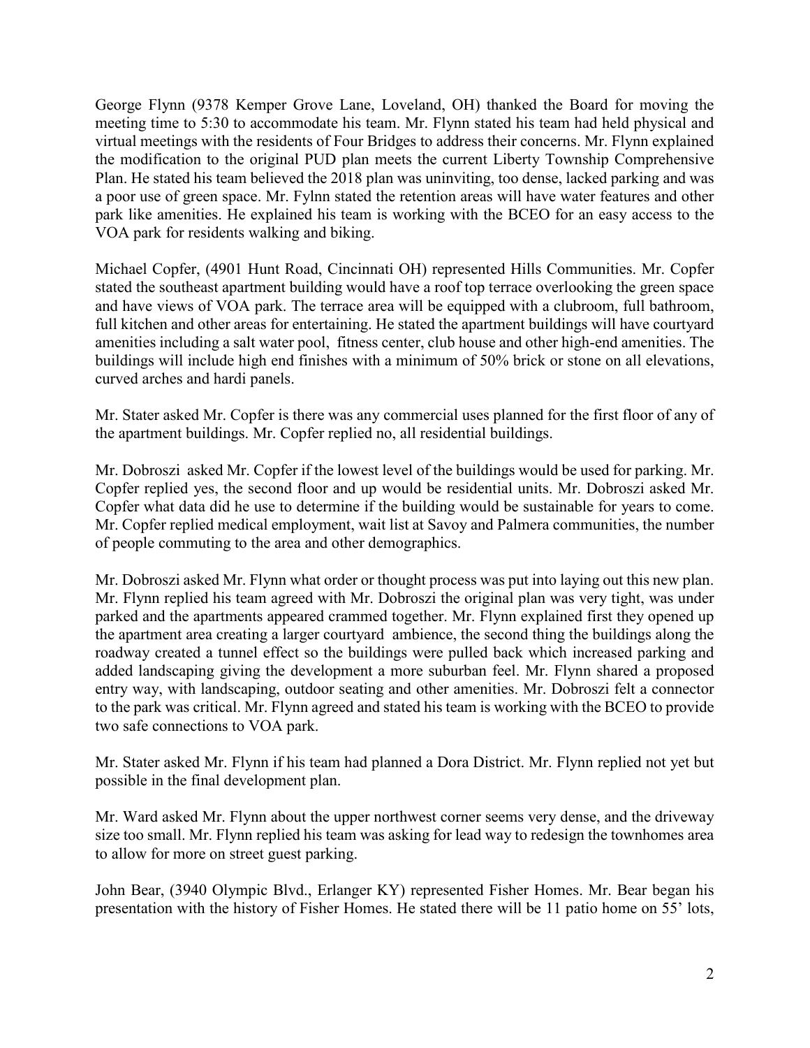George Flynn (9378 Kemper Grove Lane, Loveland, OH) thanked the Board for moving the meeting time to 5:30 to accommodate his team. Mr. Flynn stated his team had held physical and virtual meetings with the residents of Four Bridges to address their concerns. Mr. Flynn explained the modification to the original PUD plan meets the current Liberty Township Comprehensive Plan. He stated his team believed the 2018 plan was uninviting, too dense, lacked parking and was a poor use of green space. Mr. Fylnn stated the retention areas will have water features and other park like amenities. He explained his team is working with the BCEO for an easy access to the VOA park for residents walking and biking.

Michael Copfer, (4901 Hunt Road, Cincinnati OH) represented Hills Communities. Mr. Copfer stated the southeast apartment building would have a roof top terrace overlooking the green space and have views of VOA park. The terrace area will be equipped with a clubroom, full bathroom, full kitchen and other areas for entertaining. He stated the apartment buildings will have courtyard amenities including a salt water pool, fitness center, club house and other high-end amenities. The buildings will include high end finishes with a minimum of 50% brick or stone on all elevations, curved arches and hardi panels.

Mr. Stater asked Mr. Copfer is there was any commercial uses planned for the first floor of any of the apartment buildings. Mr. Copfer replied no, all residential buildings.

Mr. Dobroszi asked Mr. Copfer if the lowest level of the buildings would be used for parking. Mr. Copfer replied yes, the second floor and up would be residential units. Mr. Dobroszi asked Mr. Copfer what data did he use to determine if the building would be sustainable for years to come. Mr. Copfer replied medical employment, wait list at Savoy and Palmera communities, the number of people commuting to the area and other demographics.

Mr. Dobroszi asked Mr. Flynn what order or thought process was put into laying out this new plan. Mr. Flynn replied his team agreed with Mr. Dobroszi the original plan was very tight, was under parked and the apartments appeared crammed together. Mr. Flynn explained first they opened up the apartment area creating a larger courtyard ambience, the second thing the buildings along the roadway created a tunnel effect so the buildings were pulled back which increased parking and added landscaping giving the development a more suburban feel. Mr. Flynn shared a proposed entry way, with landscaping, outdoor seating and other amenities. Mr. Dobroszi felt a connector to the park was critical. Mr. Flynn agreed and stated his team is working with the BCEO to provide two safe connections to VOA park.

Mr. Stater asked Mr. Flynn if his team had planned a Dora District. Mr. Flynn replied not yet but possible in the final development plan.

Mr. Ward asked Mr. Flynn about the upper northwest corner seems very dense, and the driveway size too small. Mr. Flynn replied his team was asking for lead way to redesign the townhomes area to allow for more on street guest parking.

John Bear, (3940 Olympic Blvd., Erlanger KY) represented Fisher Homes. Mr. Bear began his presentation with the history of Fisher Homes. He stated there will be 11 patio home on 55' lots,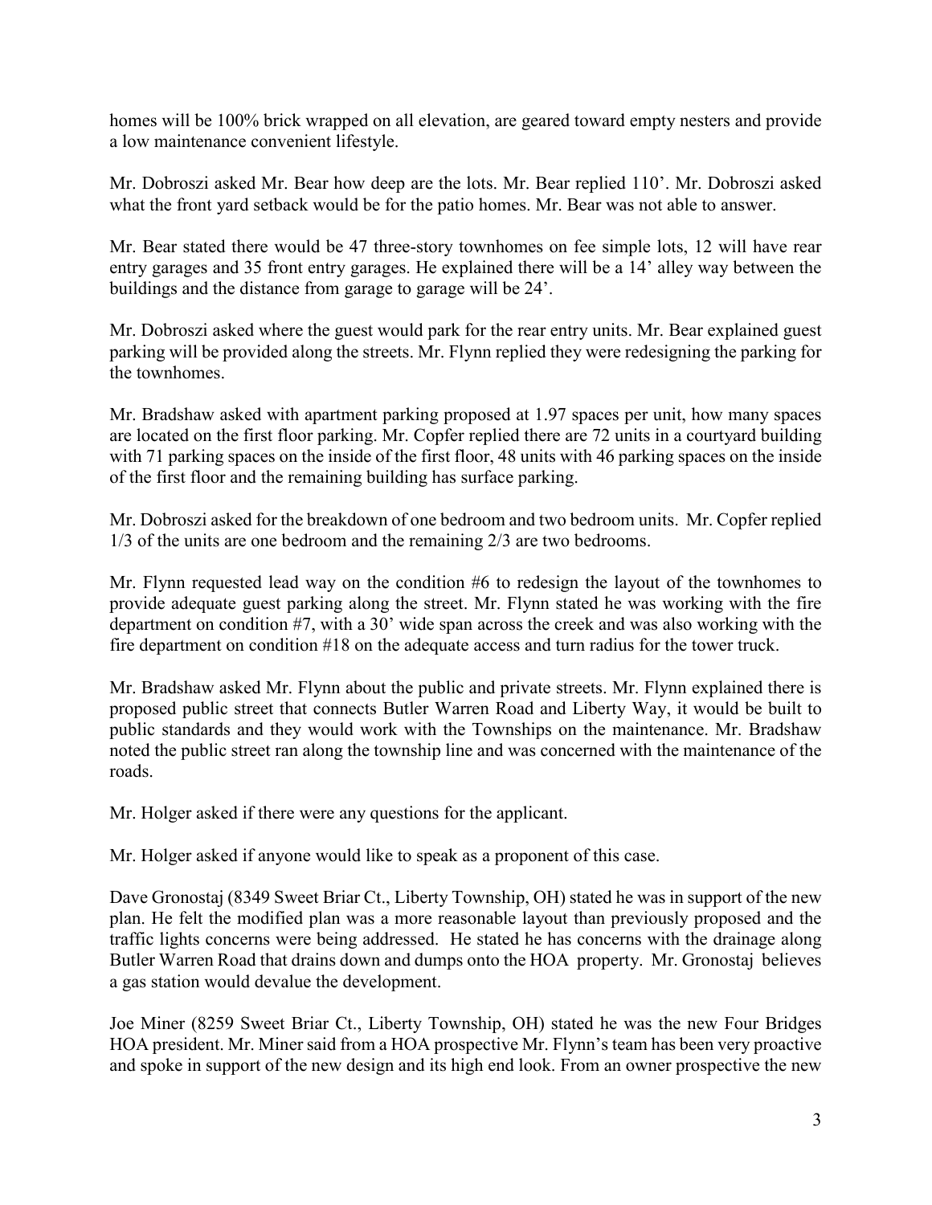homes will be 100% brick wrapped on all elevation, are geared toward empty nesters and provide a low maintenance convenient lifestyle.

Mr. Dobroszi asked Mr. Bear how deep are the lots. Mr. Bear replied 110'. Mr. Dobroszi asked what the front yard setback would be for the patio homes. Mr. Bear was not able to answer.

Mr. Bear stated there would be 47 three-story townhomes on fee simple lots, 12 will have rear entry garages and 35 front entry garages. He explained there will be a 14' alley way between the buildings and the distance from garage to garage will be 24'.

Mr. Dobroszi asked where the guest would park for the rear entry units. Mr. Bear explained guest parking will be provided along the streets. Mr. Flynn replied they were redesigning the parking for the townhomes.

Mr. Bradshaw asked with apartment parking proposed at 1.97 spaces per unit, how many spaces are located on the first floor parking. Mr. Copfer replied there are 72 units in a courtyard building with 71 parking spaces on the inside of the first floor, 48 units with 46 parking spaces on the inside of the first floor and the remaining building has surface parking.

Mr. Dobroszi asked for the breakdown of one bedroom and two bedroom units. Mr. Copfer replied 1/3 of the units are one bedroom and the remaining 2/3 are two bedrooms.

Mr. Flynn requested lead way on the condition #6 to redesign the layout of the townhomes to provide adequate guest parking along the street. Mr. Flynn stated he was working with the fire department on condition #7, with a 30' wide span across the creek and was also working with the fire department on condition #18 on the adequate access and turn radius for the tower truck.

Mr. Bradshaw asked Mr. Flynn about the public and private streets. Mr. Flynn explained there is proposed public street that connects Butler Warren Road and Liberty Way, it would be built to public standards and they would work with the Townships on the maintenance. Mr. Bradshaw noted the public street ran along the township line and was concerned with the maintenance of the roads.

Mr. Holger asked if there were any questions for the applicant.

Mr. Holger asked if anyone would like to speak as a proponent of this case.

Dave Gronostaj (8349 Sweet Briar Ct., Liberty Township, OH) stated he was in support of the new plan. He felt the modified plan was a more reasonable layout than previously proposed and the traffic lights concerns were being addressed. He stated he has concerns with the drainage along Butler Warren Road that drains down and dumps onto the HOA property. Mr. Gronostaj believes a gas station would devalue the development.

Joe Miner (8259 Sweet Briar Ct., Liberty Township, OH) stated he was the new Four Bridges HOA president. Mr. Miner said from a HOA prospective Mr. Flynn's team has been very proactive and spoke in support of the new design and its high end look. From an owner prospective the new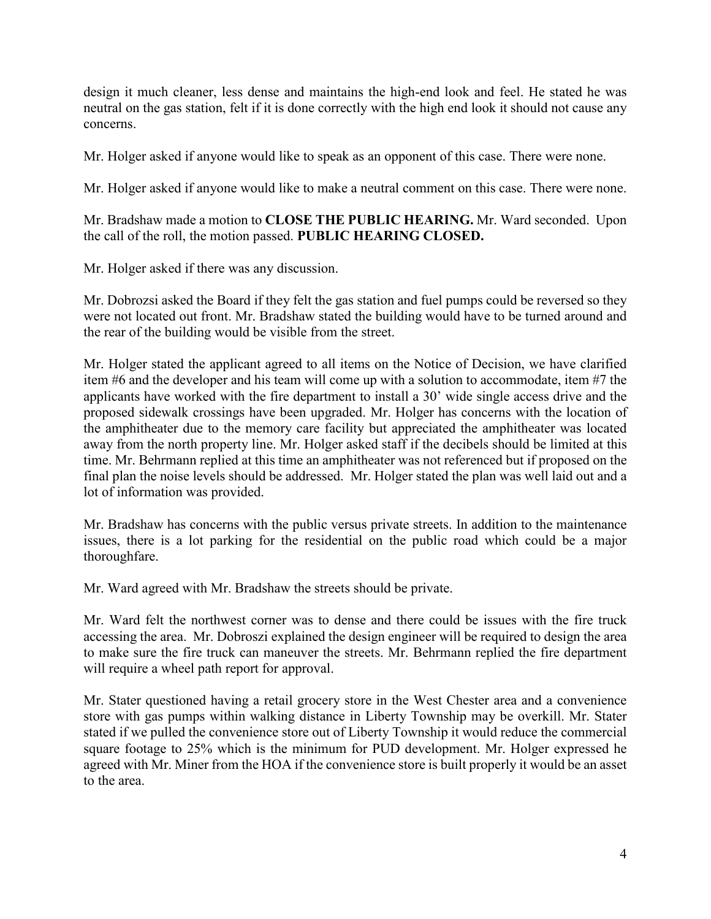design it much cleaner, less dense and maintains the high-end look and feel. He stated he was neutral on the gas station, felt if it is done correctly with the high end look it should not cause any concerns.

Mr. Holger asked if anyone would like to speak as an opponent of this case. There were none.

Mr. Holger asked if anyone would like to make a neutral comment on this case. There were none.

Mr. Bradshaw made a motion to **CLOSE THE PUBLIC HEARING.** Mr. Ward seconded. Upon the call of the roll, the motion passed. **PUBLIC HEARING CLOSED.**

Mr. Holger asked if there was any discussion.

Mr. Dobrozsi asked the Board if they felt the gas station and fuel pumps could be reversed so they were not located out front. Mr. Bradshaw stated the building would have to be turned around and the rear of the building would be visible from the street.

Mr. Holger stated the applicant agreed to all items on the Notice of Decision, we have clarified item #6 and the developer and his team will come up with a solution to accommodate, item #7 the applicants have worked with the fire department to install a 30' wide single access drive and the proposed sidewalk crossings have been upgraded. Mr. Holger has concerns with the location of the amphitheater due to the memory care facility but appreciated the amphitheater was located away from the north property line. Mr. Holger asked staff if the decibels should be limited at this time. Mr. Behrmann replied at this time an amphitheater was not referenced but if proposed on the final plan the noise levels should be addressed. Mr. Holger stated the plan was well laid out and a lot of information was provided.

Mr. Bradshaw has concerns with the public versus private streets. In addition to the maintenance issues, there is a lot parking for the residential on the public road which could be a major thoroughfare.

Mr. Ward agreed with Mr. Bradshaw the streets should be private.

Mr. Ward felt the northwest corner was to dense and there could be issues with the fire truck accessing the area. Mr. Dobroszi explained the design engineer will be required to design the area to make sure the fire truck can maneuver the streets. Mr. Behrmann replied the fire department will require a wheel path report for approval.

Mr. Stater questioned having a retail grocery store in the West Chester area and a convenience store with gas pumps within walking distance in Liberty Township may be overkill. Mr. Stater stated if we pulled the convenience store out of Liberty Township it would reduce the commercial square footage to 25% which is the minimum for PUD development. Mr. Holger expressed he agreed with Mr. Miner from the HOA if the convenience store is built properly it would be an asset to the area.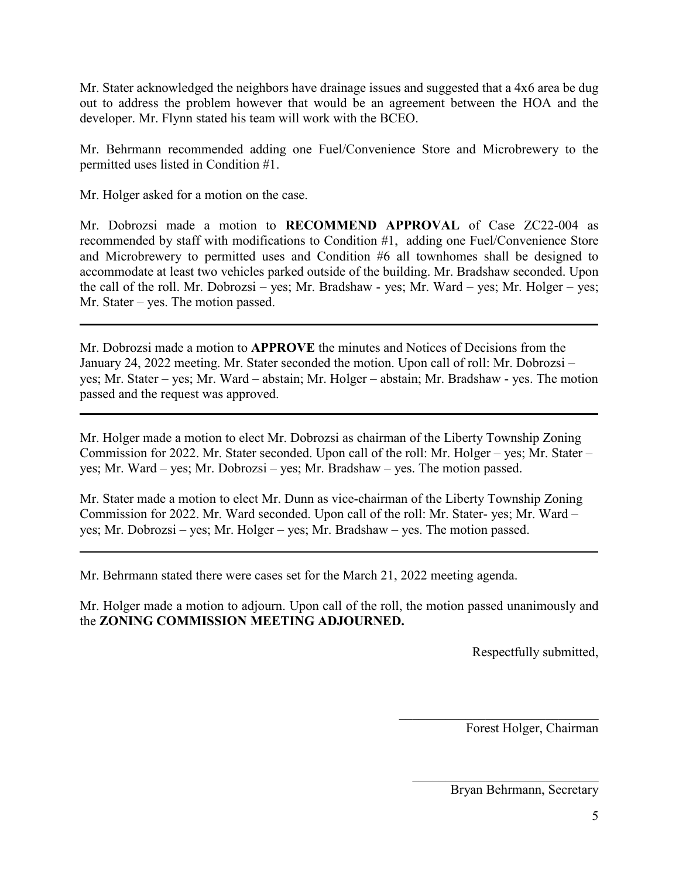Mr. Stater acknowledged the neighbors have drainage issues and suggested that a 4x6 area be dug out to address the problem however that would be an agreement between the HOA and the developer. Mr. Flynn stated his team will work with the BCEO.

Mr. Behrmann recommended adding one Fuel/Convenience Store and Microbrewery to the permitted uses listed in Condition #1.

Mr. Holger asked for a motion on the case.

Mr. Dobrozsi made a motion to **RECOMMEND APPROVAL** of Case ZC22-004 as recommended by staff with modifications to Condition #1, adding one Fuel/Convenience Store and Microbrewery to permitted uses and Condition #6 all townhomes shall be designed to accommodate at least two vehicles parked outside of the building. Mr. Bradshaw seconded. Upon the call of the roll. Mr. Dobrozsi – yes; Mr. Bradshaw - yes; Mr. Ward – yes; Mr. Holger – yes; Mr. Stater – yes. The motion passed.

---

Mr. Dobrozsi made a motion to **APPROVE** the minutes and Notices of Decisions from the January 24, 2022 meeting. Mr. Stater seconded the motion. Upon call of roll: Mr. Dobrozsi – yes; Mr. Stater – yes; Mr. Ward – abstain; Mr. Holger – abstain; Mr. Bradshaw - yes. The motion passed and the request was approved.

---

Mr. Holger made a motion to elect Mr. Dobrozsi as chairman of the Liberty Township Zoning Commission for 2022. Mr. Stater seconded. Upon call of the roll: Mr. Holger – yes; Mr. Stater – yes; Mr. Ward – yes; Mr. Dobrozsi – yes; Mr. Bradshaw – yes. The motion passed.

Mr. Stater made a motion to elect Mr. Dunn as vice-chairman of the Liberty Township Zoning Commission for 2022. Mr. Ward seconded. Upon call of the roll: Mr. Stater- yes; Mr. Ward – yes; Mr. Dobrozsi – yes; Mr. Holger – yes; Mr. Bradshaw – yes. The motion passed.

---

Mr. Behrmann stated there were cases set for the March 21, 2022 meeting agenda.

Mr. Holger made a motion to adjourn. Upon call of the roll, the motion passed unanimously and the **ZONING COMMISSION MEETING ADJOURNED.**

Respectfully submitted,

\_\_\_\_\_\_\_\_\_\_\_\_\_\_\_\_\_\_\_\_\_\_\_\_\_\_\_\_\_\_\_\_

Forest Holger, Chairman

\_\_\_\_\_\_\_\_\_\_\_\_\_\_\_\_\_\_\_\_\_\_\_\_\_\_\_\_\_\_\_\_

Bryan Behrmann, Secretary